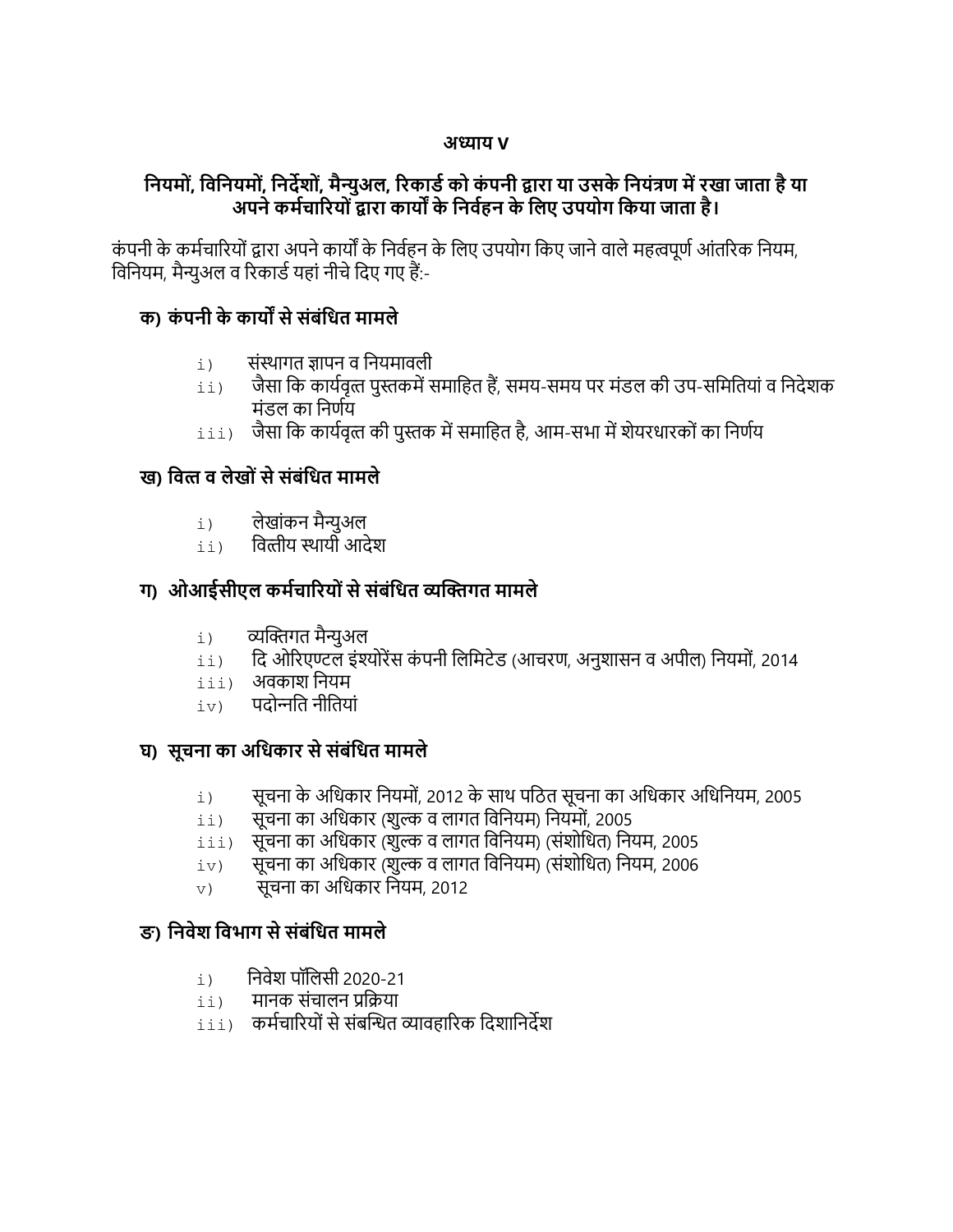**अध्याय V**

## नियमों, विनियमों, निर्देशों, मैन्युअल, रिकार्ड को कंपनी द्वारा या उसके नियंत्रण में रखा जाता है या अपने कर्मचारियों द्वारा कार्यों के निर्वहन के लिए उपयोग किया जाता है।

कंपनी के कर्मचारियों द्वारा अपने कार्यों के निर्वहन के लिए उपयोग किए जाने वाले महत्वपूर्ण आंतरिक नियम, विनियम, मैन्युअल व रिकार्ड यहां नीचे दिए गए हैं:-

### क) कंपनी के कार्यों से संबंधित मामले

i) संस्थागत ज्ञापन व नियमावली
ii) जैसा कि कार्यवृत्त पुस्तकमें समाहित हैं, समय-समय पर मंडल की उप-समितियां व निदेशक मंडल का निर्णय
iii) जैसा कि कार्यवृत्त की पुस्तक में समाहित है, आम-सभा में शेयरधारकों का निर्णय

### ख) वित्त व लेखों से संबंधित मामले

i) लेखांकन मैन्युअल
ii) वित्तीय स्थायी आदेश

### ग) ओआईसीएल कर्मचारियों से संबंधित व्यक्तिगत मामले

i) व्यक्तिगत मैन्युअल
ii) दि ओरिएण्टल इंश्योरेंस कंपनी लिमिटेड (आचरण, अनुशासन व अपील) नियमों, 2014
iii) अवकाश नियम
iv) पदोन्नति नीतियां

### घ) सूचना का अधिकार से संबंधित मामले

i) सूचना के अधिकार नियमों, 2012 के साथ पठित सूचना का अधिकार अधिनियम, 2005
ii) सूचना का अधिकार (शुल्क व लागत विनियम) नियमों, 2005
iii) सूचना का अधिकार (शुल्क व लागत विनियम) (संशोधित) नियम, 2005
iv) सूचना का अधिकार (शुल्क व लागत विनियम) (संशोधित) नियम, 2006
v) सूचना का अधिकार नियम, 2012

### ङ) निवेश विभाग से संबंधित मामले

i) निवेश पॉलिसी 2020-21
ii) मानक संचालन प्रक्रिया
iii) कर्मचारियों से संबन्धित व्यावहारिक दिशानिर्देश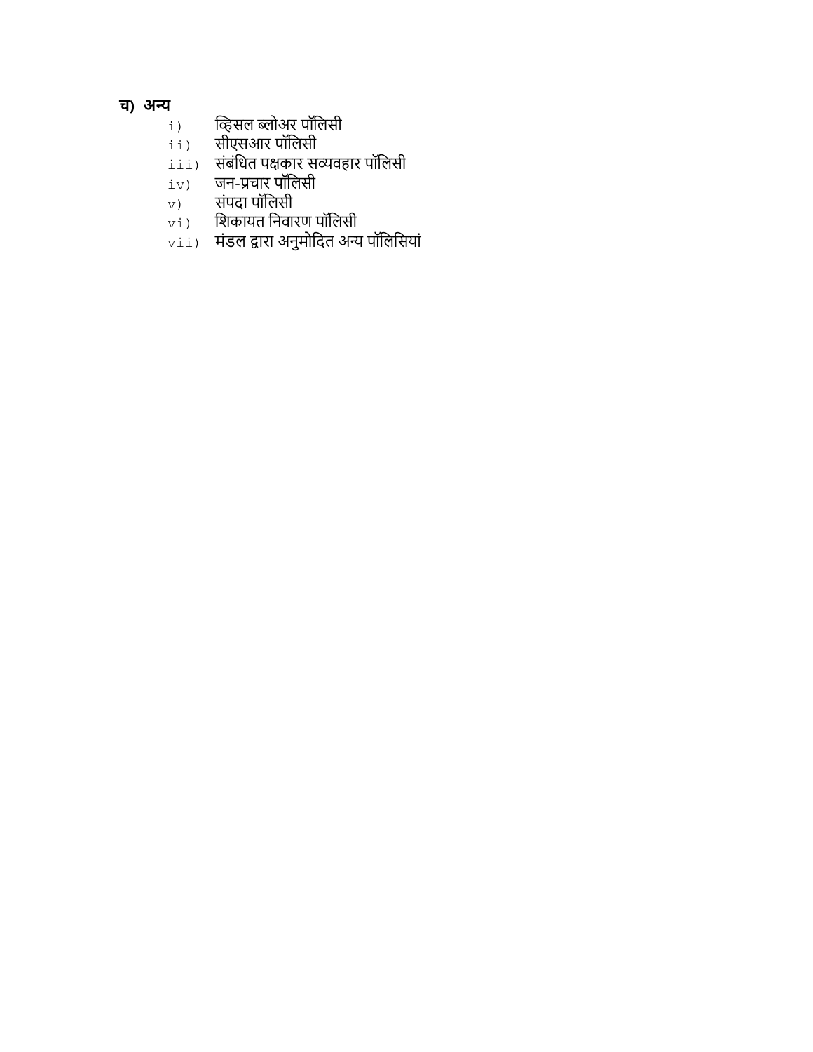**च) अन्य**

i) व्हिसल ब्लोअर पॉलिसी
ii) सीएसआर पॉलिसी
iii) संबंधित पक्षकार सव्यवहार पॉलिसी
iv) जन-प्रचार पॉलिसी
v) संपदा पॉलिसी
vi) शिकायत निवारण पॉलिसी
vii) मंडल द्वारा अनुमोदित अन्य पॉलिसियां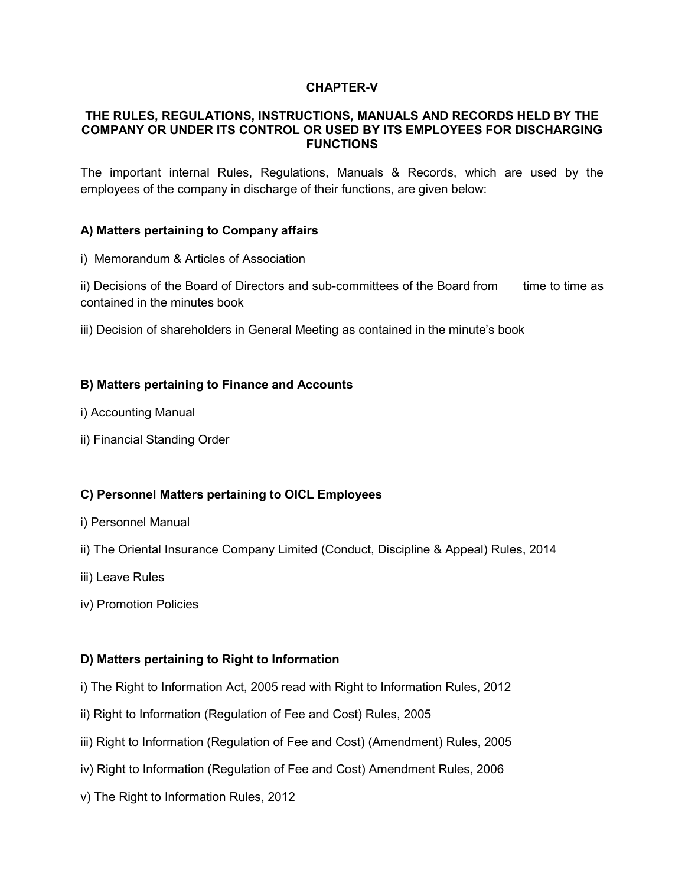# CHAPTER-V

## THE RULES, REGULATIONS, INSTRUCTIONS, MANUALS AND RECORDS HELD BY THE COMPANY OR UNDER ITS CONTROL OR USED BY ITS EMPLOYEES FOR DISCHARGING FUNCTIONS

The important internal Rules, Regulations, Manuals & Records, which are used by the employees of the company in discharge of their functions, are given below:

### A) Matters pertaining to Company affairs

i) Memorandum & Articles of Association

ii) Decisions of the Board of Directors and sub-committees of the Board from time to time as contained in the minutes book

iii) Decision of shareholders in General Meeting as contained in the minute's book

### B) Matters pertaining to Finance and Accounts

i) Accounting Manual

ii) Financial Standing Order

### C) Personnel Matters pertaining to OICL Employees

i) Personnel Manual

ii) The Oriental Insurance Company Limited (Conduct, Discipline & Appeal) Rules, 2014

iii) Leave Rules

iv) Promotion Policies

### D) Matters pertaining to Right to Information

i) The Right to Information Act, 2005 read with Right to Information Rules, 2012

ii) Right to Information (Regulation of Fee and Cost) Rules, 2005

iii) Right to Information (Regulation of Fee and Cost) (Amendment) Rules, 2005

iv) Right to Information (Regulation of Fee and Cost) Amendment Rules, 2006

v) The Right to Information Rules, 2012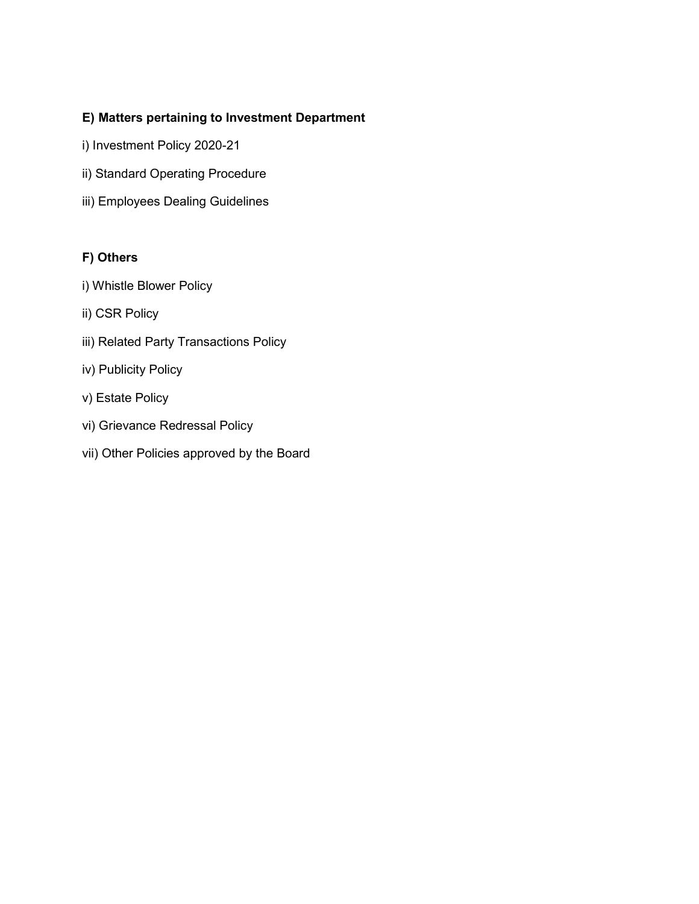**E) Matters pertaining to Investment Department**

i) Investment Policy 2020-21

ii) Standard Operating Procedure

iii) Employees Dealing Guidelines

**F) Others**

i) Whistle Blower Policy

ii) CSR Policy

iii) Related Party Transactions Policy

iv) Publicity Policy

v) Estate Policy

vi) Grievance Redressal Policy

vii) Other Policies approved by the Board